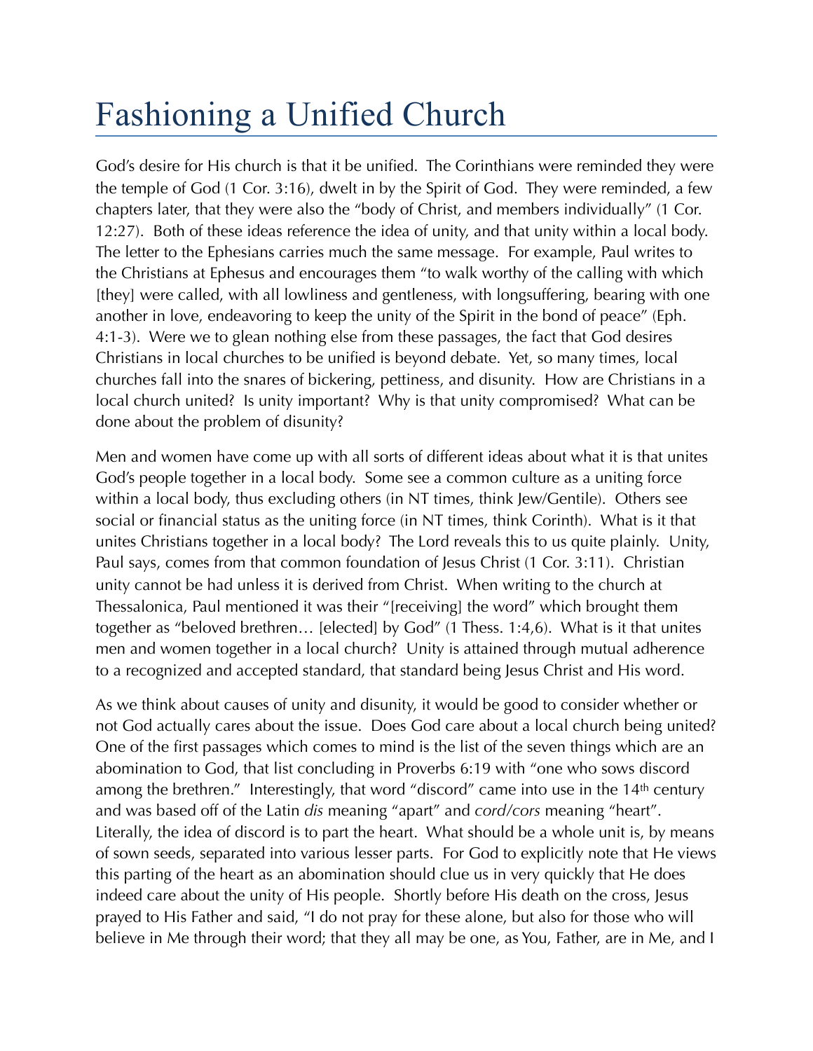# Fashioning a Unified Church

God's desire for His church is that it be unified. The Corinthians were reminded they were the temple of God (1 Cor. 3:16), dwelt in by the Spirit of God. They were reminded, a few chapters later, that they were also the "body of Christ, and members individually" (1 Cor. 12:27). Both of these ideas reference the idea of unity, and that unity within a local body. The letter to the Ephesians carries much the same message. For example, Paul writes to the Christians at Ephesus and encourages them "to walk worthy of the calling with which [they] were called, with all lowliness and gentleness, with longsuffering, bearing with one another in love, endeavoring to keep the unity of the Spirit in the bond of peace" (Eph. 4:1-3). Were we to glean nothing else from these passages, the fact that God desires Christians in local churches to be unified is beyond debate. Yet, so many times, local churches fall into the snares of bickering, pettiness, and disunity. How are Christians in a local church united? Is unity important? Why is that unity compromised? What can be done about the problem of disunity?

Men and women have come up with all sorts of different ideas about what it is that unites God's people together in a local body. Some see a common culture as a uniting force within a local body, thus excluding others (in NT times, think Jew/Gentile). Others see social or financial status as the uniting force (in NT times, think Corinth). What is it that unites Christians together in a local body? The Lord reveals this to us quite plainly. Unity, Paul says, comes from that common foundation of Jesus Christ (1 Cor. 3:11). Christian unity cannot be had unless it is derived from Christ. When writing to the church at Thessalonica, Paul mentioned it was their "[receiving] the word" which brought them together as "beloved brethren… [elected] by God" (1 Thess. 1:4,6). What is it that unites men and women together in a local church? Unity is attained through mutual adherence to a recognized and accepted standard, that standard being Jesus Christ and His word.

As we think about causes of unity and disunity, it would be good to consider whether or not God actually cares about the issue. Does God care about a local church being united? One of the first passages which comes to mind is the list of the seven things which are an abomination to God, that list concluding in Proverbs 6:19 with "one who sows discord among the brethren." Interestingly, that word "discord" came into use in the 14th century and was based off of the Latin *dis* meaning "apart" and *cord/cors* meaning "heart". Literally, the idea of discord is to part the heart. What should be a whole unit is, by means of sown seeds, separated into various lesser parts. For God to explicitly note that He views this parting of the heart as an abomination should clue us in very quickly that He does indeed care about the unity of His people. Shortly before His death on the cross, Jesus prayed to His Father and said, "I do not pray for these alone, but also for those who will believe in Me through their word; that they all may be one, as You, Father, are in Me, and I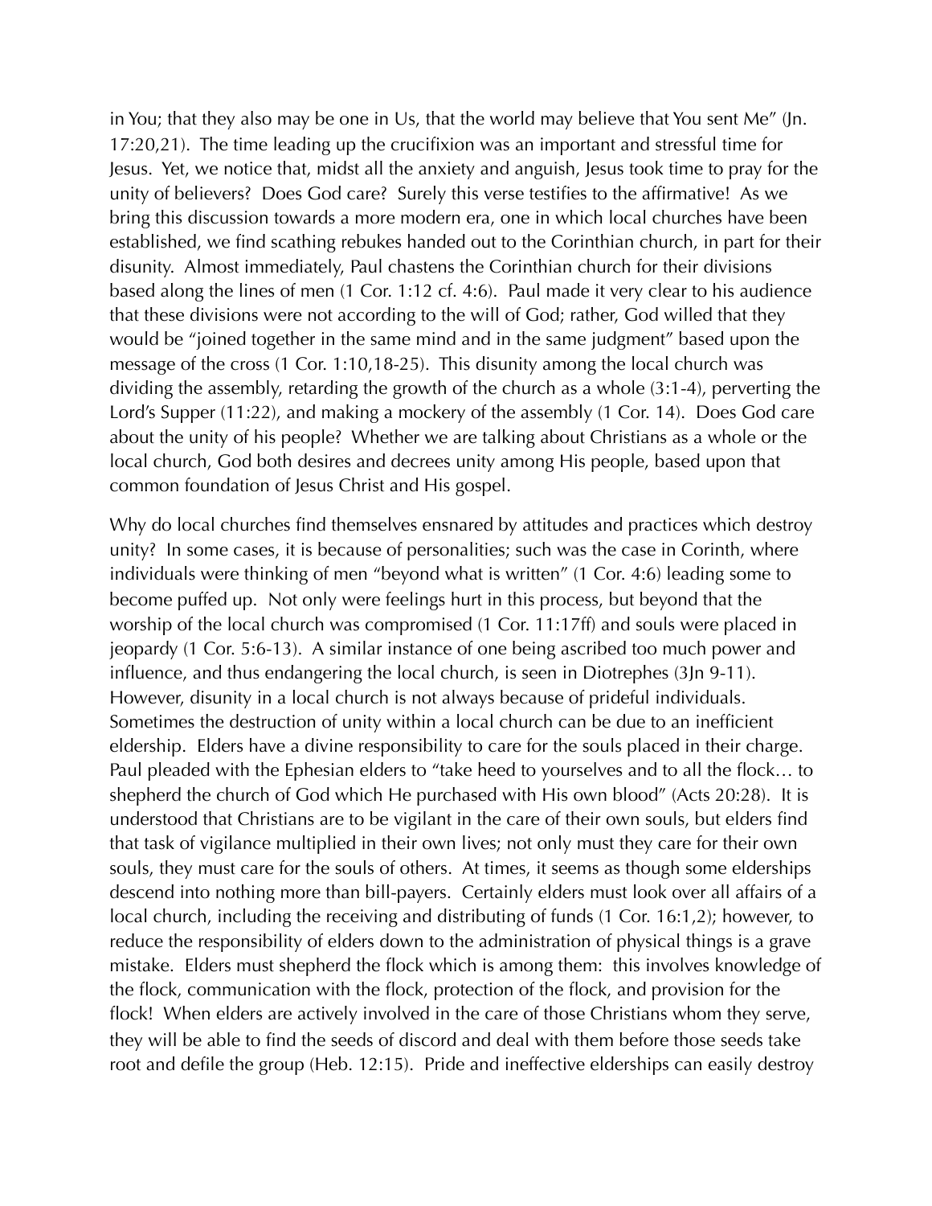in You; that they also may be one in Us, that the world may believe that You sent Me" (Jn. 17:20,21). The time leading up the crucifixion was an important and stressful time for Jesus. Yet, we notice that, midst all the anxiety and anguish, Jesus took time to pray for the unity of believers? Does God care? Surely this verse testifies to the affirmative! As we bring this discussion towards a more modern era, one in which local churches have been established, we find scathing rebukes handed out to the Corinthian church, in part for their disunity. Almost immediately, Paul chastens the Corinthian church for their divisions based along the lines of men (1 Cor. 1:12 cf. 4:6). Paul made it very clear to his audience that these divisions were not according to the will of God; rather, God willed that they would be "joined together in the same mind and in the same judgment" based upon the message of the cross (1 Cor. 1:10,18-25). This disunity among the local church was dividing the assembly, retarding the growth of the church as a whole (3:1-4), perverting the Lord's Supper (11:22), and making a mockery of the assembly (1 Cor. 14). Does God care about the unity of his people? Whether we are talking about Christians as a whole or the local church, God both desires and decrees unity among His people, based upon that common foundation of Jesus Christ and His gospel.

Why do local churches find themselves ensnared by attitudes and practices which destroy unity? In some cases, it is because of personalities; such was the case in Corinth, where individuals were thinking of men "beyond what is written" (1 Cor. 4:6) leading some to become puffed up. Not only were feelings hurt in this process, but beyond that the worship of the local church was compromised (1 Cor. 11:17ff) and souls were placed in jeopardy (1 Cor. 5:6-13). A similar instance of one being ascribed too much power and influence, and thus endangering the local church, is seen in Diotrephes (3Jn 9-11). However, disunity in a local church is not always because of prideful individuals. Sometimes the destruction of unity within a local church can be due to an inefficient eldership. Elders have a divine responsibility to care for the souls placed in their charge. Paul pleaded with the Ephesian elders to "take heed to yourselves and to all the flock… to shepherd the church of God which He purchased with His own blood" (Acts 20:28). It is understood that Christians are to be vigilant in the care of their own souls, but elders find that task of vigilance multiplied in their own lives; not only must they care for their own souls, they must care for the souls of others. At times, it seems as though some elderships descend into nothing more than bill-payers. Certainly elders must look over all affairs of a local church, including the receiving and distributing of funds (1 Cor. 16:1,2); however, to reduce the responsibility of elders down to the administration of physical things is a grave mistake. Elders must shepherd the flock which is among them: this involves knowledge of the flock, communication with the flock, protection of the flock, and provision for the flock! When elders are actively involved in the care of those Christians whom they serve, they will be able to find the seeds of discord and deal with them before those seeds take root and defile the group (Heb. 12:15). Pride and ineffective elderships can easily destroy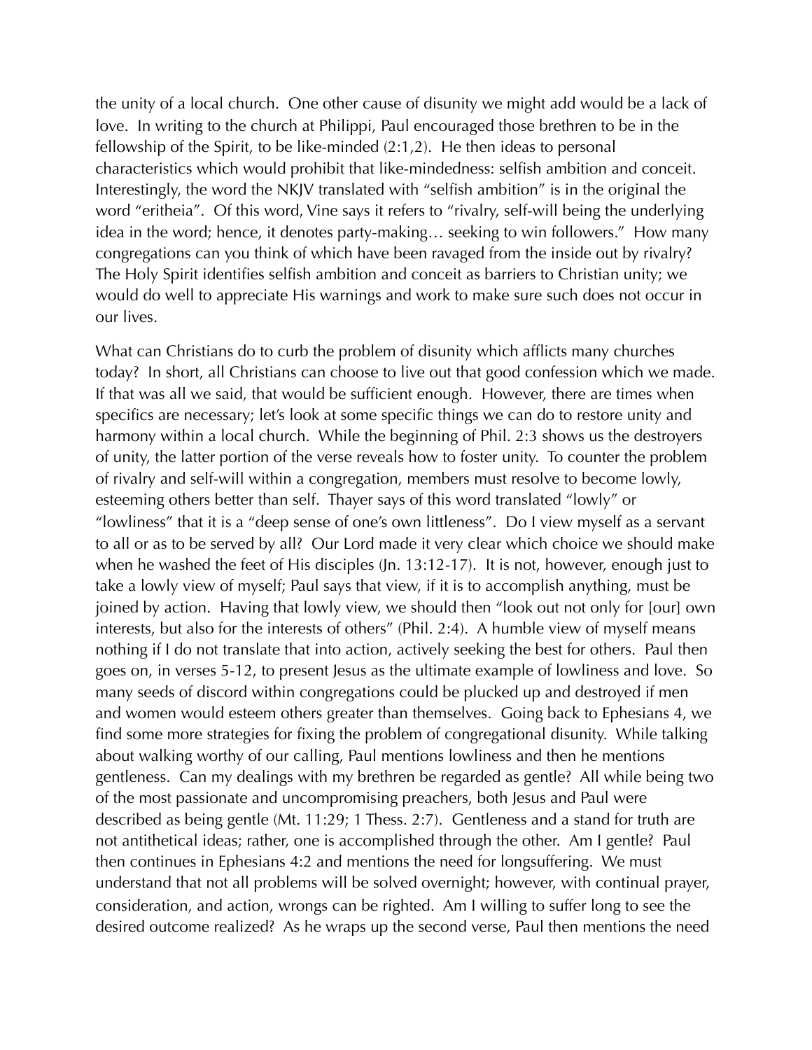the unity of a local church. One other cause of disunity we might add would be a lack of love. In writing to the church at Philippi, Paul encouraged those brethren to be in the fellowship of the Spirit, to be like-minded (2:1,2). He then ideas to personal characteristics which would prohibit that like-mindedness: selfish ambition and conceit. Interestingly, the word the NKJV translated with "selfish ambition" is in the original the word "eritheia". Of this word, Vine says it refers to "rivalry, self-will being the underlying idea in the word; hence, it denotes party-making… seeking to win followers." How many congregations can you think of which have been ravaged from the inside out by rivalry? The Holy Spirit identifies selfish ambition and conceit as barriers to Christian unity; we would do well to appreciate His warnings and work to make sure such does not occur in our lives.

What can Christians do to curb the problem of disunity which afflicts many churches today? In short, all Christians can choose to live out that good confession which we made. If that was all we said, that would be sufficient enough. However, there are times when specifics are necessary; let's look at some specific things we can do to restore unity and harmony within a local church. While the beginning of Phil. 2:3 shows us the destroyers of unity, the latter portion of the verse reveals how to foster unity. To counter the problem of rivalry and self-will within a congregation, members must resolve to become lowly, esteeming others better than self. Thayer says of this word translated "lowly" or "lowliness" that it is a "deep sense of one's own littleness". Do I view myself as a servant to all or as to be served by all? Our Lord made it very clear which choice we should make when he washed the feet of His disciples (Jn. 13:12-17). It is not, however, enough just to take a lowly view of myself; Paul says that view, if it is to accomplish anything, must be joined by action. Having that lowly view, we should then "look out not only for [our] own interests, but also for the interests of others" (Phil. 2:4). A humble view of myself means nothing if I do not translate that into action, actively seeking the best for others. Paul then goes on, in verses 5-12, to present Jesus as the ultimate example of lowliness and love. So many seeds of discord within congregations could be plucked up and destroyed if men and women would esteem others greater than themselves. Going back to Ephesians 4, we find some more strategies for fixing the problem of congregational disunity. While talking about walking worthy of our calling, Paul mentions lowliness and then he mentions gentleness. Can my dealings with my brethren be regarded as gentle? All while being two of the most passionate and uncompromising preachers, both Jesus and Paul were described as being gentle (Mt. 11:29; 1 Thess. 2:7). Gentleness and a stand for truth are not antithetical ideas; rather, one is accomplished through the other. Am I gentle? Paul then continues in Ephesians 4:2 and mentions the need for longsuffering. We must understand that not all problems will be solved overnight; however, with continual prayer, consideration, and action, wrongs can be righted. Am I willing to suffer long to see the desired outcome realized? As he wraps up the second verse, Paul then mentions the need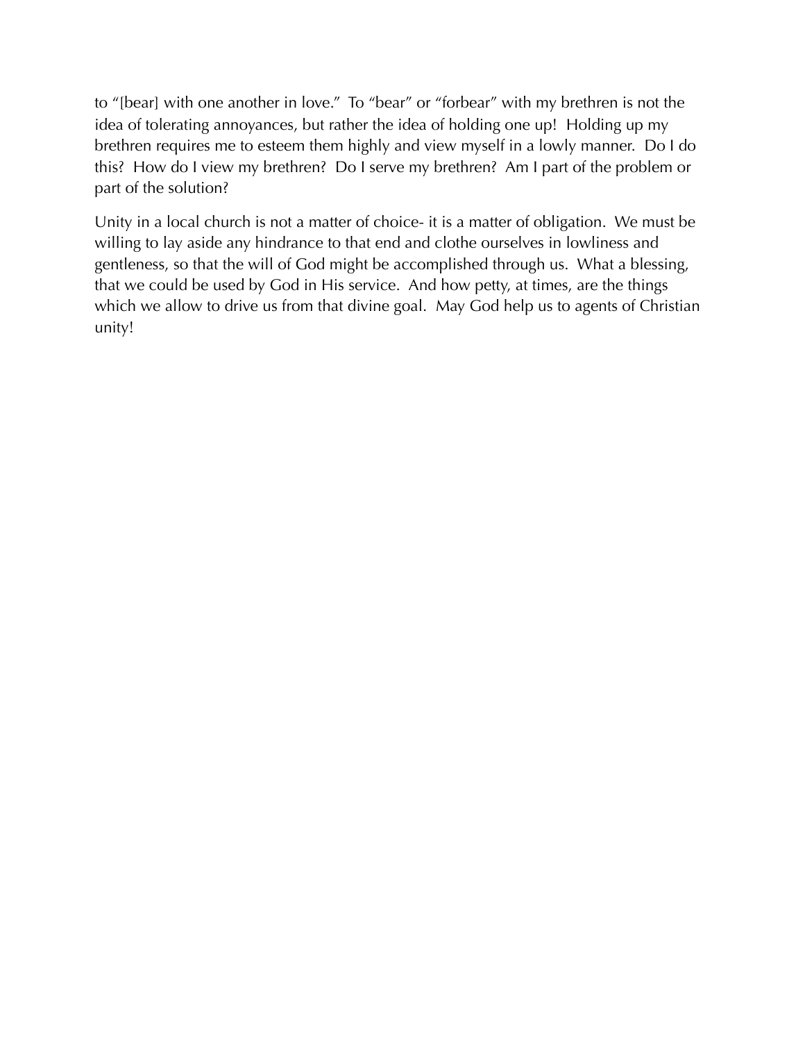to "[bear] with one another in love." To "bear" or "forbear" with my brethren is not the idea of tolerating annoyances, but rather the idea of holding one up! Holding up my brethren requires me to esteem them highly and view myself in a lowly manner. Do I do this? How do I view my brethren? Do I serve my brethren? Am I part of the problem or part of the solution?

Unity in a local church is not a matter of choice- it is a matter of obligation. We must be willing to lay aside any hindrance to that end and clothe ourselves in lowliness and gentleness, so that the will of God might be accomplished through us. What a blessing, that we could be used by God in His service. And how petty, at times, are the things which we allow to drive us from that divine goal. May God help us to agents of Christian unity!